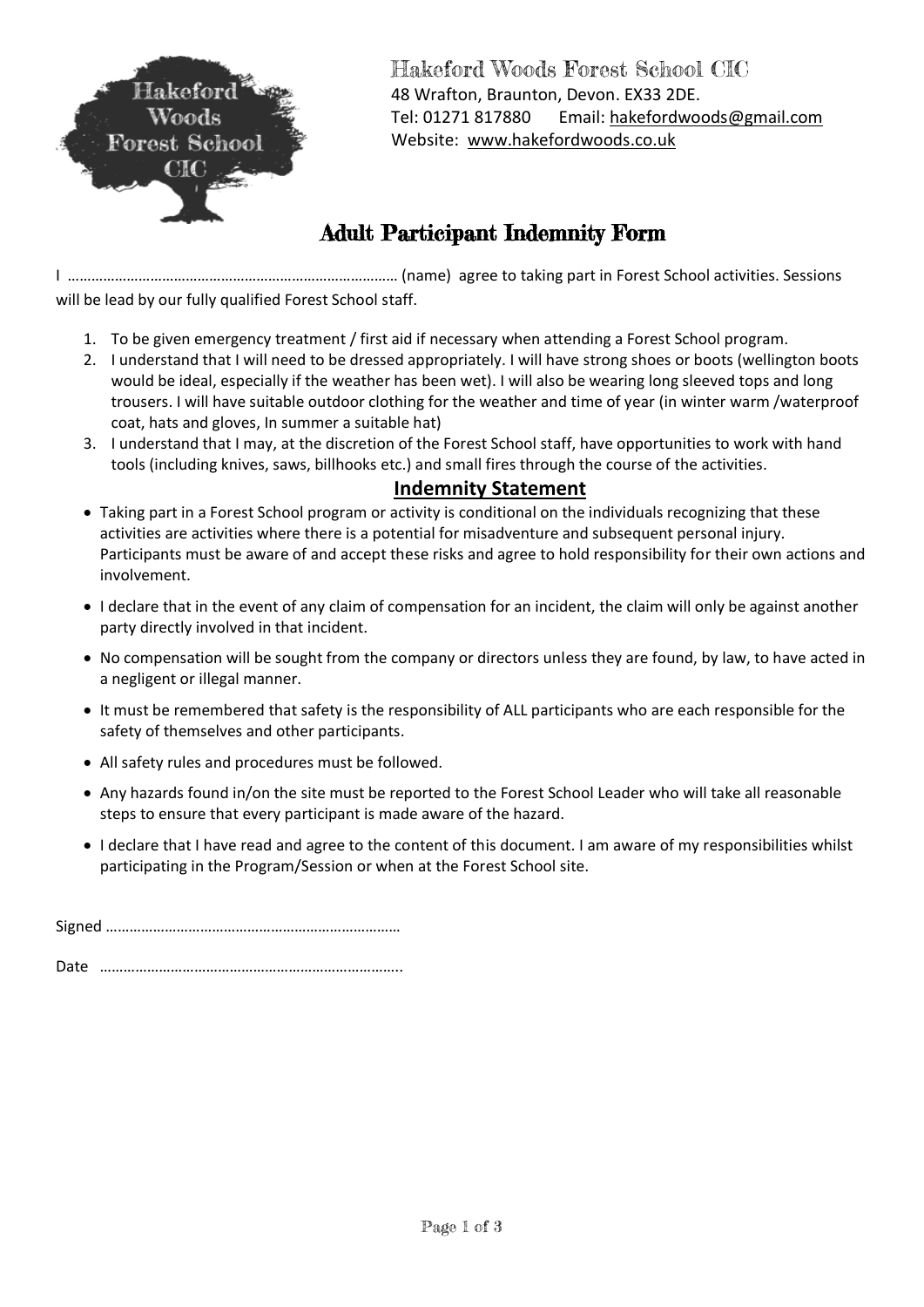Hakeford Woods Forest School CIC
48 Wrafton, Braunton, Devon. EX33 2DE.
Tel: 01271 817880 Email: hakefordwoods@gmail.com
Website: www.hakefordwoods.co.uk

# Adult Participant Indemnity Form

I ……………………………………………………………………… (name) agree to taking part in Forest School activities. Sessions will be lead by our fully qualified Forest School staff.

1. To be given emergency treatment / first aid if necessary when attending a Forest School program.
2. I understand that I will need to be dressed appropriately. I will have strong shoes or boots (wellington boots would be ideal, especially if the weather has been wet). I will also be wearing long sleeved tops and long trousers. I will have suitable outdoor clothing for the weather and time of year (in winter warm /waterproof coat, hats and gloves, In summer a suitable hat)
3. I understand that I may, at the discretion of the Forest School staff, have opportunities to work with hand tools (including knives, saws, billhooks etc.) and small fires through the course of the activities.

## Indemnity Statement

- Taking part in a Forest School program or activity is conditional on the individuals recognizing that these activities are activities where there is a potential for misadventure and subsequent personal injury. Participants must be aware of and accept these risks and agree to hold responsibility for their own actions and involvement.
- I declare that in the event of any claim of compensation for an incident, the claim will only be against another party directly involved in that incident.
- No compensation will be sought from the company or directors unless they are found, by law, to have acted in a negligent or illegal manner.
- It must be remembered that safety is the responsibility of ALL participants who are each responsible for the safety of themselves and other participants.
- All safety rules and procedures must be followed.
- Any hazards found in/on the site must be reported to the Forest School Leader who will take all reasonable steps to ensure that every participant is made aware of the hazard.
- I declare that I have read and agree to the content of this document. I am aware of my responsibilities whilst participating in the Program/Session or when at the Forest School site.

Signed …………………………………………………………………

Date …………………………………………………………………..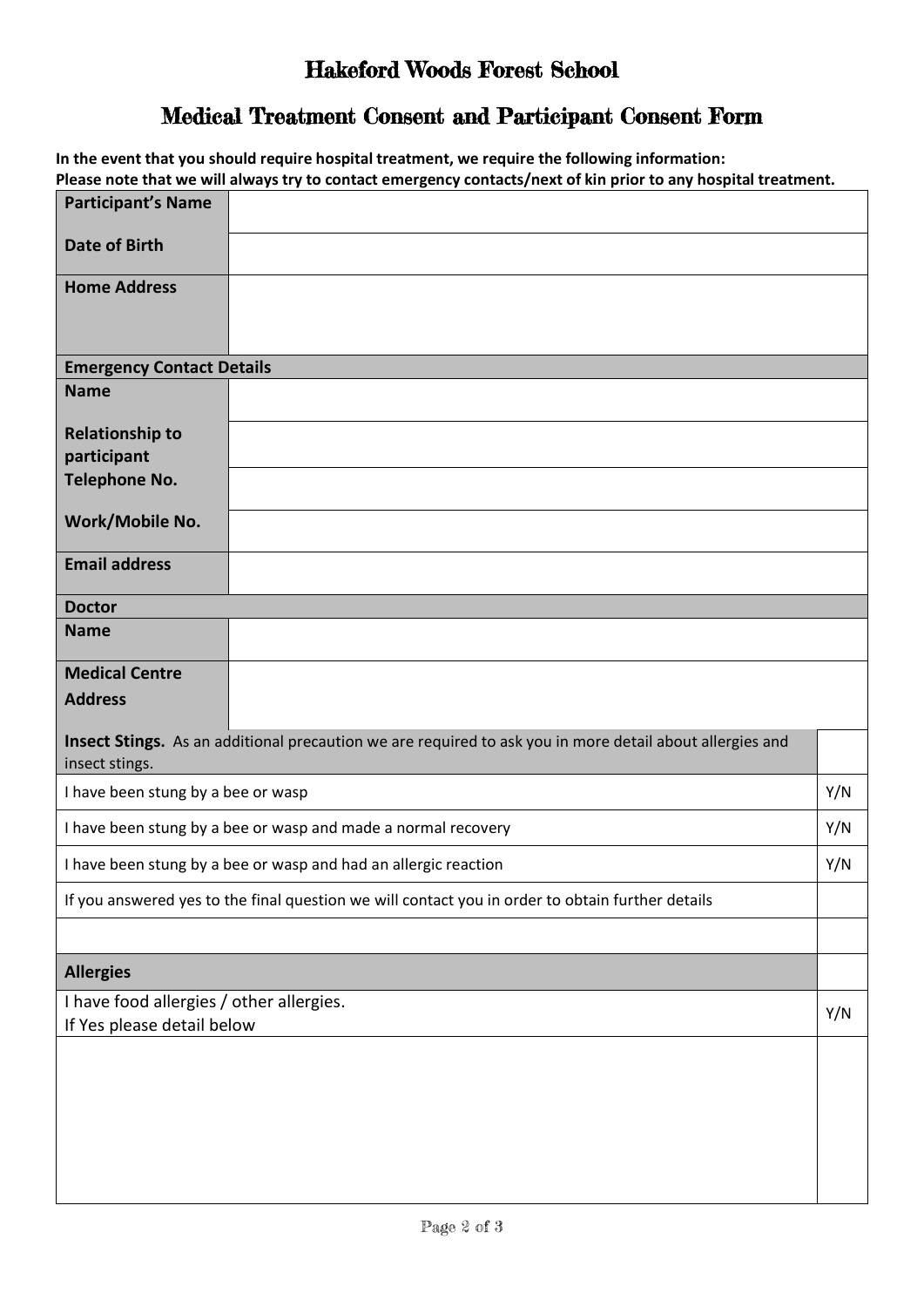# Hakeford Woods Forest School

## Medical Treatment Consent and Participant Consent Form

**In the event that you should require hospital treatment, we require the following information:**
**Please note that we will always try to contact emergency contacts/next of kin prior to any hospital treatment.**

| | |
|---|---|
| **Participant's Name** | |
| **Date of Birth** | |
| **Home Address** | |
| **Emergency Contact Details** | |
| **Name** | |
| **Relationship to participant** | |
| **Telephone No.** | |
| **Work/Mobile No.** | |
| **Email address** | |
| **Doctor** | |
| **Name** | |
| **Medical Centre Address** | |

| | |
|---|---|
| **Insect Stings.** As an additional precaution we are required to ask you in more detail about allergies and insect stings. | |
| I have been stung by a bee or wasp | Y/N |
| I have been stung by a bee or wasp and made a normal recovery | Y/N |
| I have been stung by a bee or wasp and had an allergic reaction | Y/N |
| If you answered yes to the final question we will contact you in order to obtain further details | |
| | |
| **Allergies** | |
| I have food allergies / other allergies. If Yes please detail below | Y/N |
| | |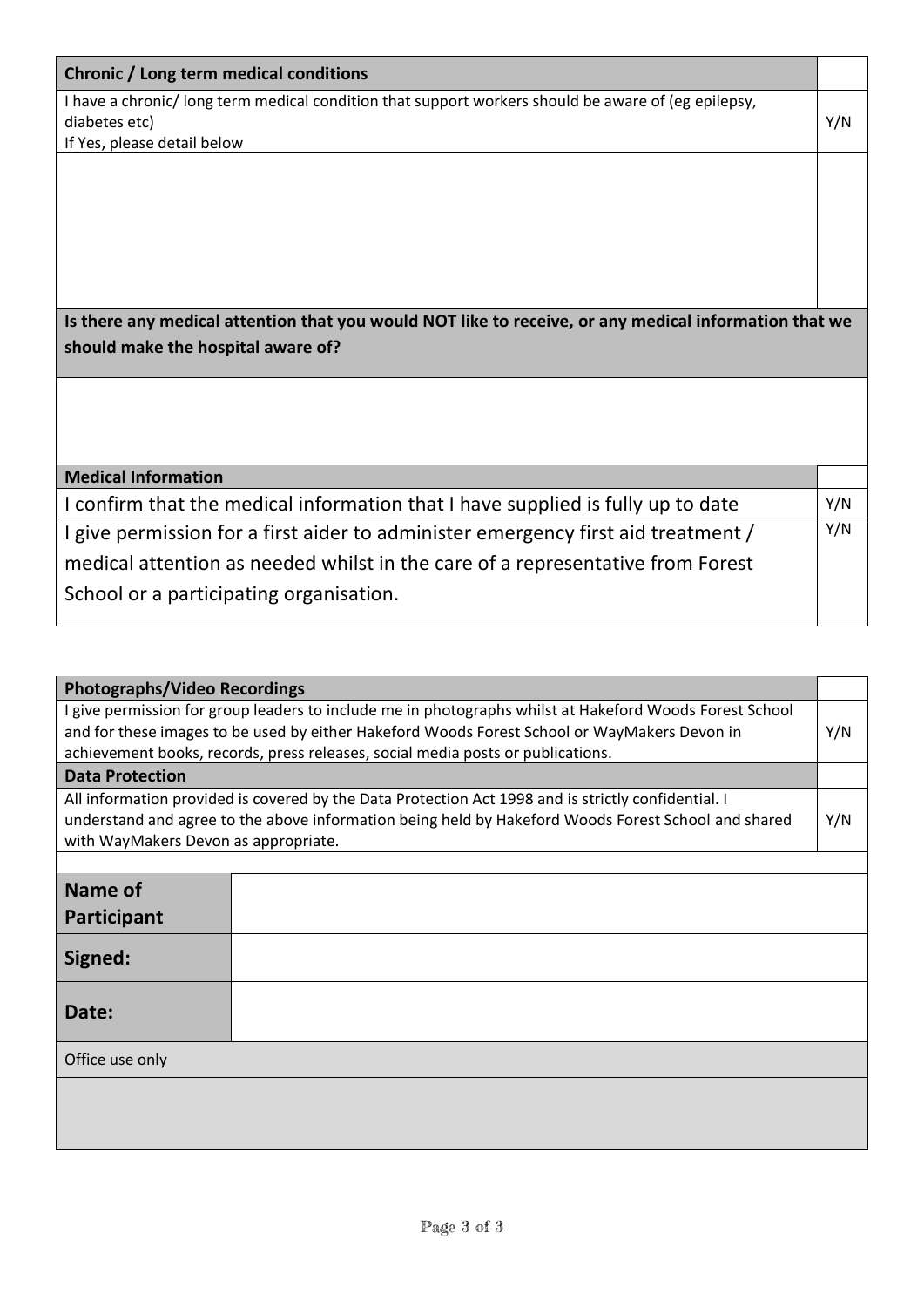| Chronic / Long term medical conditions | |
|---|---|
| I have a chronic/ long term medical condition that support workers should be aware of (eg epilepsy, diabetes etc)<br>If Yes, please detail below | Y/N |
| | |

| Is there any medical attention that you would NOT like to receive, or any medical information that we should make the hospital aware of? |
|---|
| |

| Medical Information | |
|---|---|
| I confirm that the medical information that I have supplied is fully up to date | Y/N |
| I give permission for a first aider to administer emergency first aid treatment / medical attention as needed whilst in the care of a representative from Forest School or a participating organisation. | Y/N |

| Photographs/Video Recordings | |
|---|---|
| I give permission for group leaders to include me in photographs whilst at Hakeford Woods Forest School and for these images to be used by either Hakeford Woods Forest School or WayMakers Devon in achievement books, records, press releases, social media posts or publications. | Y/N |
| **Data Protection** | |
| All information provided is covered by the Data Protection Act 1998 and is strictly confidential. I understand and agree to the above information being held by Hakeford Woods Forest School and shared with WayMakers Devon as appropriate. | Y/N |

| | |
|---|---|
| **Name of Participant** | |
| **Signed:** | |
| **Date:** | |

| Office use only |
|---|
| |